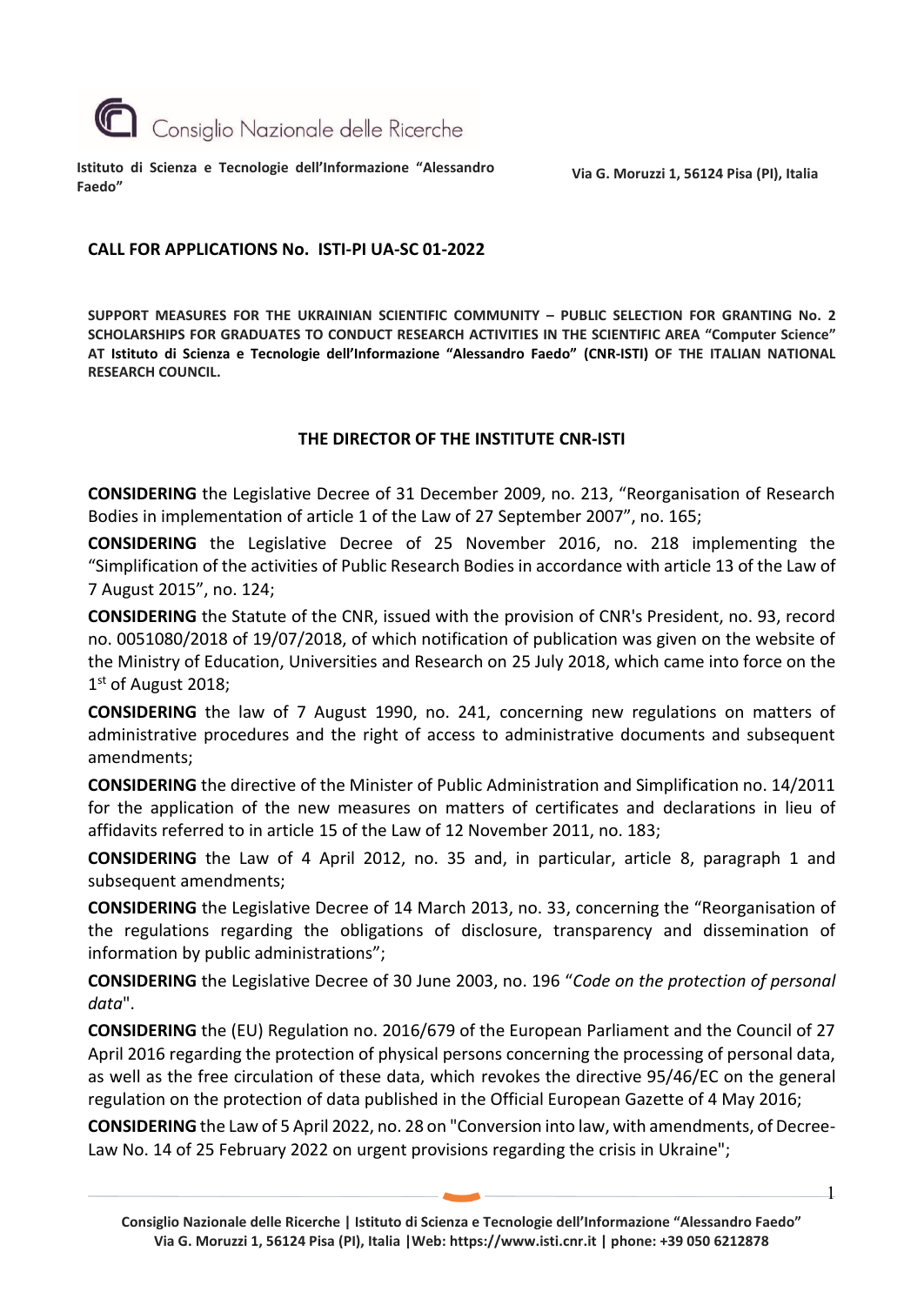Consiglio Nazionale delle Ricerche

**Istituto di Scienza e Tecnologie dell'Informazione "Alessandro Faedo"**

**Via G. Moruzzi 1, 56124 Pisa (PI), Italia**

## CALL FOR APPLICATIONS No. ISTI-PI UA-SC 01-2022

**SUPPORT MEASURES FOR THE UKRAINIAN SCIENTIFIC COMMUNITY – PUBLIC SELECTION FOR GRANTING No. 2 SCHOLARSHIPS FOR GRADUATES TO CONDUCT RESEARCH ACTIVITIES IN THE SCIENTIFIC AREA "Computer Science" AT Istituto di Scienza e Tecnologie dell'Informazione "Alessandro Faedo" (CNR-ISTI) OF THE ITALIAN NATIONAL RESEARCH COUNCIL.**

### THE DIRECTOR OF THE INSTITUTE CNR-ISTI

**CONSIDERING** the Legislative Decree of 31 December 2009, no. 213, "Reorganisation of Research Bodies in implementation of article 1 of the Law of 27 September 2007", no. 165;

**CONSIDERING** the Legislative Decree of 25 November 2016, no. 218 implementing the "Simplification of the activities of Public Research Bodies in accordance with article 13 of the Law of 7 August 2015", no. 124;

**CONSIDERING** the Statute of the CNR, issued with the provision of CNR's President, no. 93, record no. 0051080/2018 of 19/07/2018, of which notification of publication was given on the website of the Ministry of Education, Universities and Research on 25 July 2018, which came into force on the 1st of August 2018;

**CONSIDERING** the law of 7 August 1990, no. 241, concerning new regulations on matters of administrative procedures and the right of access to administrative documents and subsequent amendments;

**CONSIDERING** the directive of the Minister of Public Administration and Simplification no. 14/2011 for the application of the new measures on matters of certificates and declarations in lieu of affidavits referred to in article 15 of the Law of 12 November 2011, no. 183;

**CONSIDERING** the Law of 4 April 2012, no. 35 and, in particular, article 8, paragraph 1 and subsequent amendments;

**CONSIDERING** the Legislative Decree of 14 March 2013, no. 33, concerning the "Reorganisation of the regulations regarding the obligations of disclosure, transparency and dissemination of information by public administrations";

**CONSIDERING** the Legislative Decree of 30 June 2003, no. 196 "*Code on the protection of personal data*".

**CONSIDERING** the (EU) Regulation no. 2016/679 of the European Parliament and the Council of 27 April 2016 regarding the protection of physical persons concerning the processing of personal data, as well as the free circulation of these data, which revokes the directive 95/46/EC on the general regulation on the protection of data published in the Official European Gazette of 4 May 2016;

**CONSIDERING** the Law of 5 April 2022, no. 28 on "Conversion into law, with amendments, of Decree-Law No. 14 of 25 February 2022 on urgent provisions regarding the crisis in Ukraine";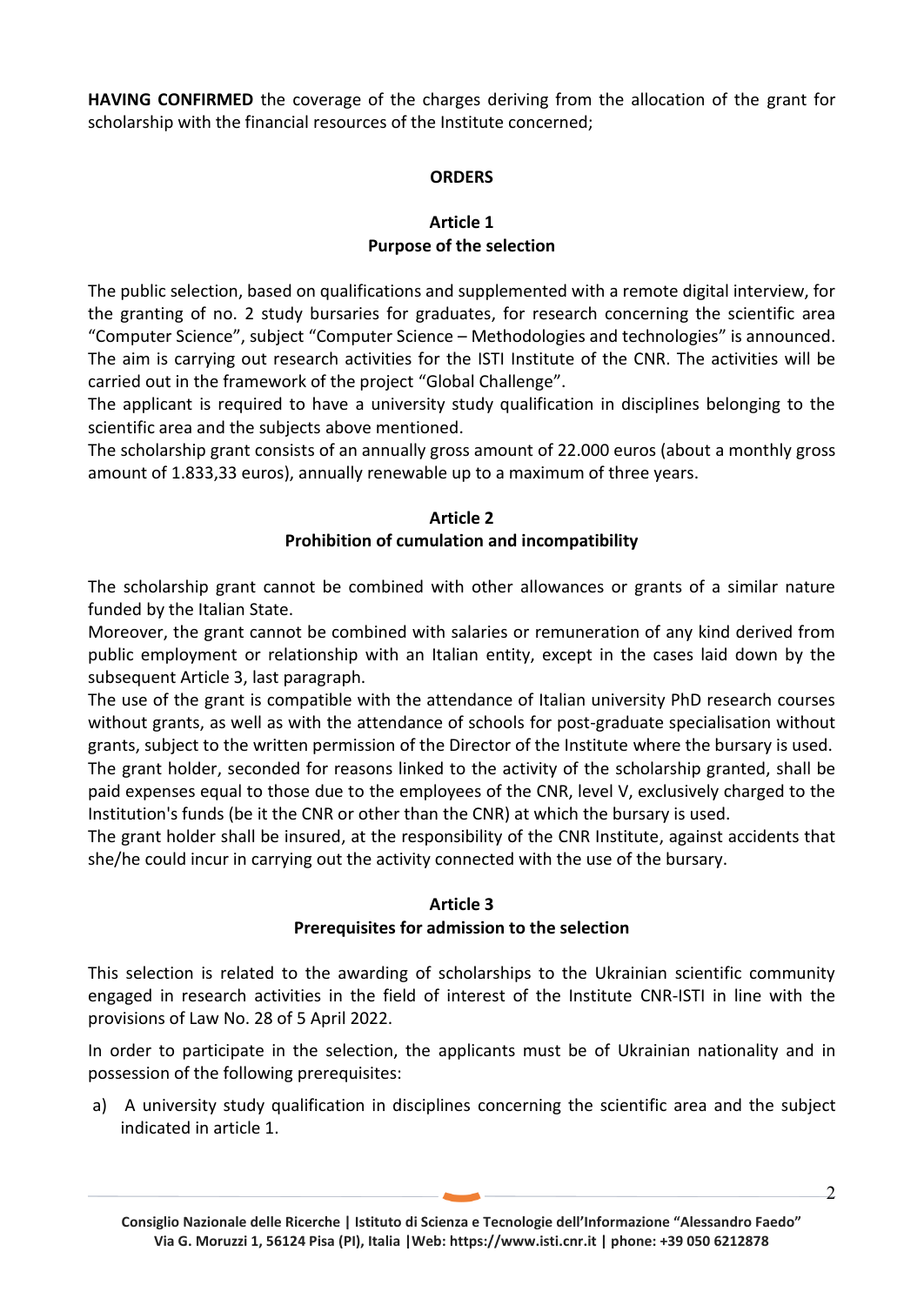**HAVING CONFIRMED** the coverage of the charges deriving from the allocation of the grant for scholarship with the financial resources of the Institute concerned;

**ORDERS**

**Article 1**
**Purpose of the selection**

The public selection, based on qualifications and supplemented with a remote digital interview, for the granting of no. 2 study bursaries for graduates, for research concerning the scientific area "Computer Science", subject "Computer Science – Methodologies and technologies" is announced. The aim is carrying out research activities for the ISTI Institute of the CNR. The activities will be carried out in the framework of the project "Global Challenge".
The applicant is required to have a university study qualification in disciplines belonging to the scientific area and the subjects above mentioned.
The scholarship grant consists of an annually gross amount of 22.000 euros (about a monthly gross amount of 1.833,33 euros), annually renewable up to a maximum of three years.

**Article 2**
**Prohibition of cumulation and incompatibility**

The scholarship grant cannot be combined with other allowances or grants of a similar nature funded by the Italian State.
Moreover, the grant cannot be combined with salaries or remuneration of any kind derived from public employment or relationship with an Italian entity, except in the cases laid down by the subsequent Article 3, last paragraph.
The use of the grant is compatible with the attendance of Italian university PhD research courses without grants, as well as with the attendance of schools for post-graduate specialisation without grants, subject to the written permission of the Director of the Institute where the bursary is used.
The grant holder, seconded for reasons linked to the activity of the scholarship granted, shall be paid expenses equal to those due to the employees of the CNR, level V, exclusively charged to the Institution's funds (be it the CNR or other than the CNR) at which the bursary is used.
The grant holder shall be insured, at the responsibility of the CNR Institute, against accidents that she/he could incur in carrying out the activity connected with the use of the bursary.

**Article 3**
**Prerequisites for admission to the selection**

This selection is related to the awarding of scholarships to the Ukrainian scientific community engaged in research activities in the field of interest of the Institute CNR-ISTI in line with the provisions of Law No. 28 of 5 April 2022.

In order to participate in the selection, the applicants must be of Ukrainian nationality and in possession of the following prerequisites:

a) A university study qualification in disciplines concerning the scientific area and the subject indicated in article 1.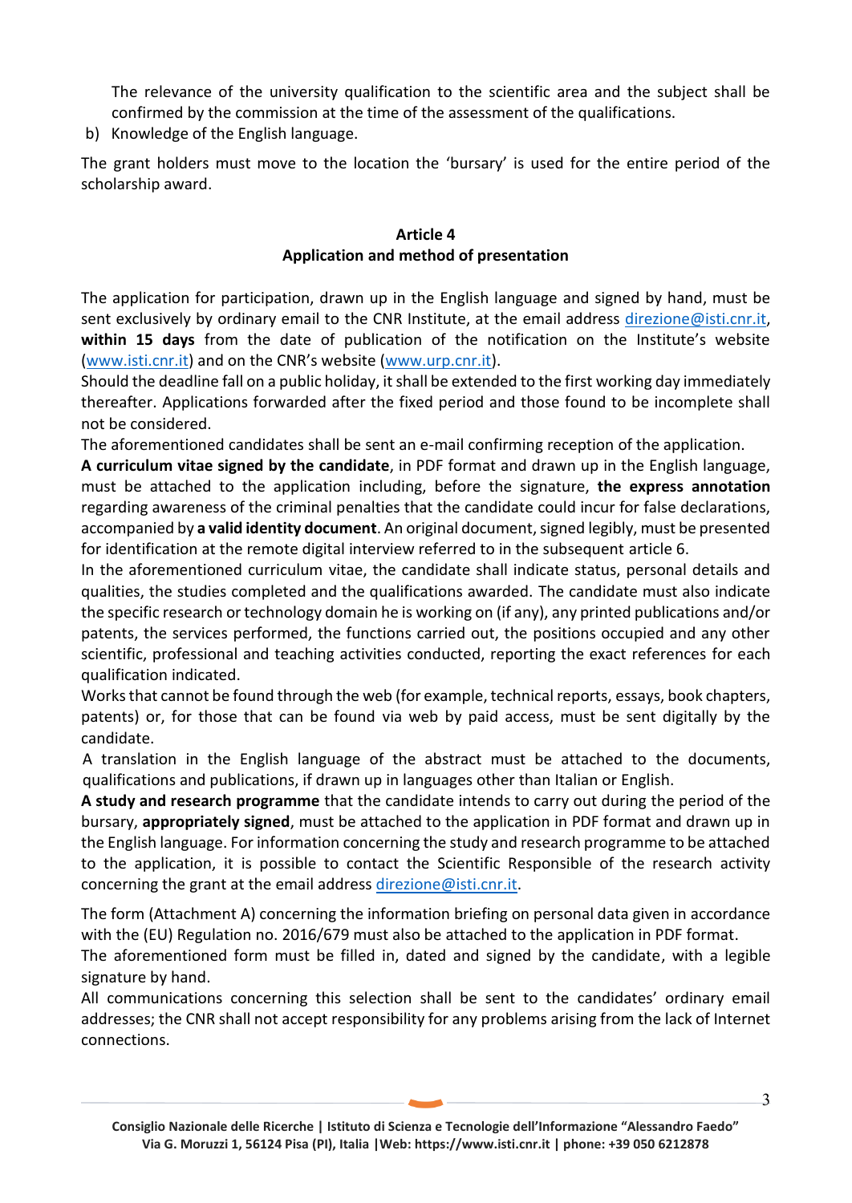The relevance of the university qualification to the scientific area and the subject shall be confirmed by the commission at the time of the assessment of the qualifications.

b) Knowledge of the English language.

The grant holders must move to the location the 'bursary' is used for the entire period of the scholarship award.

### Article 4
### Application and method of presentation

The application for participation, drawn up in the English language and signed by hand, must be sent exclusively by ordinary email to the CNR Institute, at the email address direzione@isti.cnr.it, **within 15 days** from the date of publication of the notification on the Institute's website (www.isti.cnr.it) and on the CNR's website (www.urp.cnr.it).

Should the deadline fall on a public holiday, it shall be extended to the first working day immediately thereafter. Applications forwarded after the fixed period and those found to be incomplete shall not be considered.

The aforementioned candidates shall be sent an e-mail confirming reception of the application.

**A curriculum vitae signed by the candidate**, in PDF format and drawn up in the English language, must be attached to the application including, before the signature, **the express annotation** regarding awareness of the criminal penalties that the candidate could incur for false declarations, accompanied by **a valid identity document**. An original document, signed legibly, must be presented for identification at the remote digital interview referred to in the subsequent article 6.

In the aforementioned curriculum vitae, the candidate shall indicate status, personal details and qualities, the studies completed and the qualifications awarded. The candidate must also indicate the specific research or technology domain he is working on (if any), any printed publications and/or patents, the services performed, the functions carried out, the positions occupied and any other scientific, professional and teaching activities conducted, reporting the exact references for each qualification indicated.

Works that cannot be found through the web (for example, technical reports, essays, book chapters, patents) or, for those that can be found via web by paid access, must be sent digitally by the candidate.

A translation in the English language of the abstract must be attached to the documents, qualifications and publications, if drawn up in languages other than Italian or English.

**A study and research programme** that the candidate intends to carry out during the period of the bursary, **appropriately signed**, must be attached to the application in PDF format and drawn up in the English language. For information concerning the study and research programme to be attached to the application, it is possible to contact the Scientific Responsible of the research activity concerning the grant at the email address direzione@isti.cnr.it.

The form (Attachment A) concerning the information briefing on personal data given in accordance with the (EU) Regulation no. 2016/679 must also be attached to the application in PDF format.

The aforementioned form must be filled in, dated and signed by the candidate, with a legible signature by hand.

All communications concerning this selection shall be sent to the candidates' ordinary email addresses; the CNR shall not accept responsibility for any problems arising from the lack of Internet connections.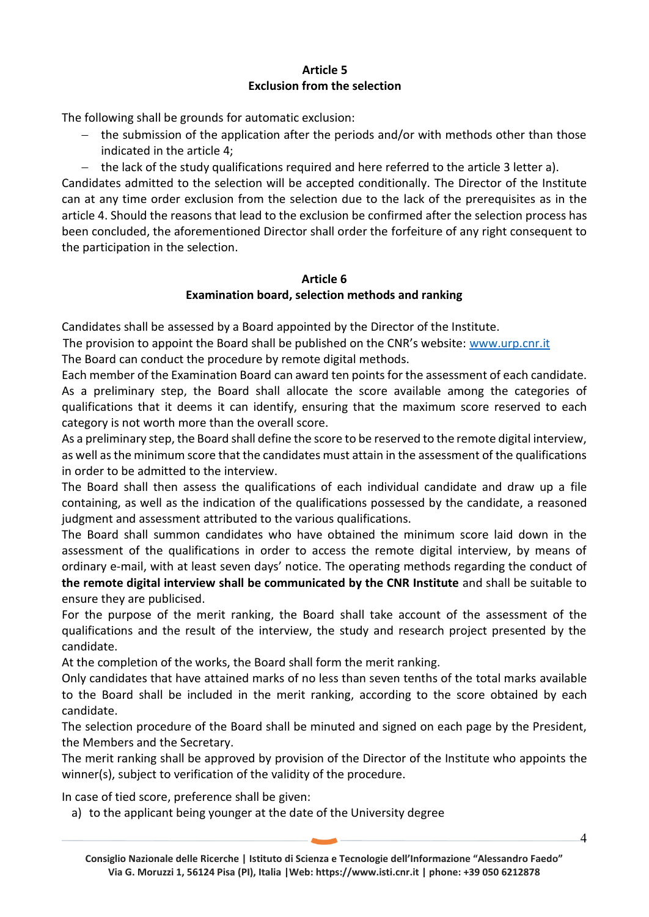## Article 5
## Exclusion from the selection

The following shall be grounds for automatic exclusion:

- the submission of the application after the periods and/or with methods other than those indicated in the article 4;
- the lack of the study qualifications required and here referred to the article 3 letter a).

Candidates admitted to the selection will be accepted conditionally. The Director of the Institute can at any time order exclusion from the selection due to the lack of the prerequisites as in the article 4. Should the reasons that lead to the exclusion be confirmed after the selection process has been concluded, the aforementioned Director shall order the forfeiture of any right consequent to the participation in the selection.

## Article 6
## Examination board, selection methods and ranking

Candidates shall be assessed by a Board appointed by the Director of the Institute.
The provision to appoint the Board shall be published on the CNR's website: www.urp.cnr.it
The Board can conduct the procedure by remote digital methods.
Each member of the Examination Board can award ten points for the assessment of each candidate.
As a preliminary step, the Board shall allocate the score available among the categories of qualifications that it deems it can identify, ensuring that the maximum score reserved to each category is not worth more than the overall score.
As a preliminary step, the Board shall define the score to be reserved to the remote digital interview, as well as the minimum score that the candidates must attain in the assessment of the qualifications in order to be admitted to the interview.
The Board shall then assess the qualifications of each individual candidate and draw up a file containing, as well as the indication of the qualifications possessed by the candidate, a reasoned judgment and assessment attributed to the various qualifications.
The Board shall summon candidates who have obtained the minimum score laid down in the assessment of the qualifications in order to access the remote digital interview, by means of ordinary e-mail, with at least seven days' notice. The operating methods regarding the conduct of **the remote digital interview shall be communicated by the CNR Institute** and shall be suitable to ensure they are publicised.
For the purpose of the merit ranking, the Board shall take account of the assessment of the qualifications and the result of the interview, the study and research project presented by the candidate.
At the completion of the works, the Board shall form the merit ranking.
Only candidates that have attained marks of no less than seven tenths of the total marks available to the Board shall be included in the merit ranking, according to the score obtained by each candidate.
The selection procedure of the Board shall be minuted and signed on each page by the President, the Members and the Secretary.
The merit ranking shall be approved by provision of the Director of the Institute who appoints the winner(s), subject to verification of the validity of the procedure.

In case of tied score, preference shall be given:

a) to the applicant being younger at the date of the University degree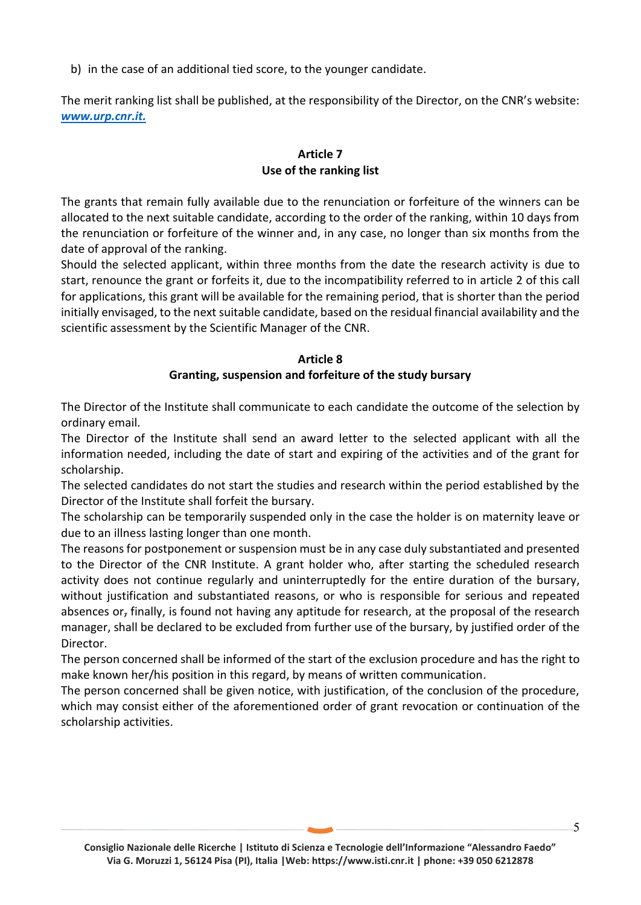b) in the case of an additional tied score, to the younger candidate.

The merit ranking list shall be published, at the responsibility of the Director, on the CNR's website: ***www.urp.cnr.it.***

**Article 7**
**Use of the ranking list**

The grants that remain fully available due to the renunciation or forfeiture of the winners can be allocated to the next suitable candidate, according to the order of the ranking, within 10 days from the renunciation or forfeiture of the winner and, in any case, no longer than six months from the date of approval of the ranking.
Should the selected applicant, within three months from the date the research activity is due to start, renounce the grant or forfeits it, due to the incompatibility referred to in article 2 of this call for applications, this grant will be available for the remaining period, that is shorter than the period initially envisaged, to the next suitable candidate, based on the residual financial availability and the scientific assessment by the Scientific Manager of the CNR.

**Article 8**
**Granting, suspension and forfeiture of the study bursary**

The Director of the Institute shall communicate to each candidate the outcome of the selection by ordinary email.
The Director of the Institute shall send an award letter to the selected applicant with all the information needed, including the date of start and expiring of the activities and of the grant for scholarship.
The selected candidates do not start the studies and research within the period established by the Director of the Institute shall forfeit the bursary.
The scholarship can be temporarily suspended only in the case the holder is on maternity leave or due to an illness lasting longer than one month.
The reasons for postponement or suspension must be in any case duly substantiated and presented to the Director of the CNR Institute. A grant holder who, after starting the scheduled research activity does not continue regularly and uninterruptedly for the entire duration of the bursary, without justification and substantiated reasons, or who is responsible for serious and repeated absences or, finally, is found not having any aptitude for research, at the proposal of the research manager, shall be declared to be excluded from further use of the bursary, by justified order of the Director.
The person concerned shall be informed of the start of the exclusion procedure and has the right to make known her/his position in this regard, by means of written communication.
The person concerned shall be given notice, with justification, of the conclusion of the procedure, which may consist either of the aforementioned order of grant revocation or continuation of the scholarship activities.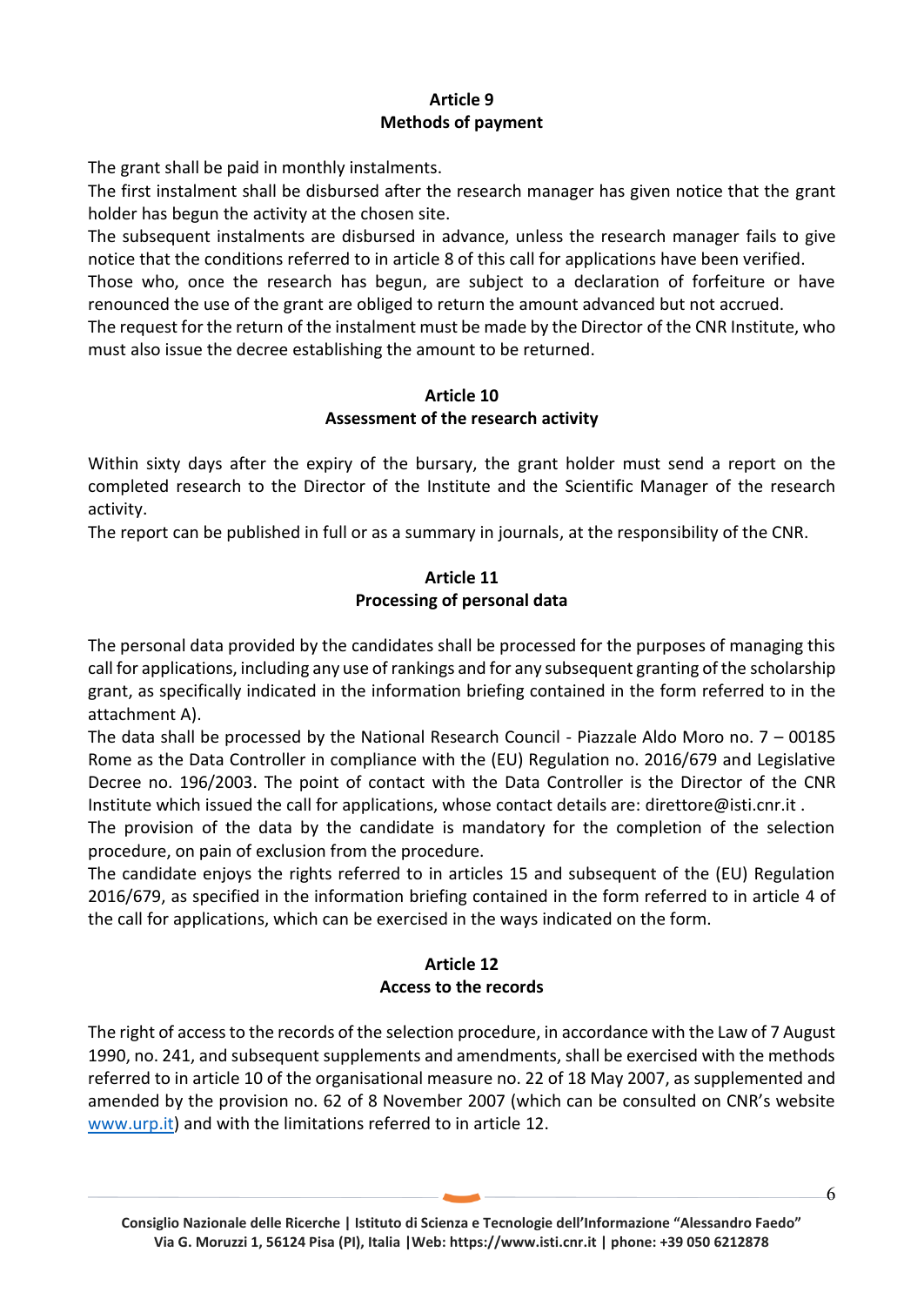## Article 9
## Methods of payment

The grant shall be paid in monthly instalments.
The first instalment shall be disbursed after the research manager has given notice that the grant holder has begun the activity at the chosen site.
The subsequent instalments are disbursed in advance, unless the research manager fails to give notice that the conditions referred to in article 8 of this call for applications have been verified.
Those who, once the research has begun, are subject to a declaration of forfeiture or have renounced the use of the grant are obliged to return the amount advanced but not accrued.
The request for the return of the instalment must be made by the Director of the CNR Institute, who must also issue the decree establishing the amount to be returned.

## Article 10
## Assessment of the research activity

Within sixty days after the expiry of the bursary, the grant holder must send a report on the completed research to the Director of the Institute and the Scientific Manager of the research activity.
The report can be published in full or as a summary in journals, at the responsibility of the CNR.

## Article 11
## Processing of personal data

The personal data provided by the candidates shall be processed for the purposes of managing this call for applications, including any use of rankings and for any subsequent granting of the scholarship grant, as specifically indicated in the information briefing contained in the form referred to in the attachment A).
The data shall be processed by the National Research Council - Piazzale Aldo Moro no. 7 – 00185 Rome as the Data Controller in compliance with the (EU) Regulation no. 2016/679 and Legislative Decree no. 196/2003. The point of contact with the Data Controller is the Director of the CNR Institute which issued the call for applications, whose contact details are: direttore@isti.cnr.it .
The provision of the data by the candidate is mandatory for the completion of the selection procedure, on pain of exclusion from the procedure.
The candidate enjoys the rights referred to in articles 15 and subsequent of the (EU) Regulation 2016/679, as specified in the information briefing contained in the form referred to in article 4 of the call for applications, which can be exercised in the ways indicated on the form.

## Article 12
## Access to the records

The right of access to the records of the selection procedure, in accordance with the Law of 7 August 1990, no. 241, and subsequent supplements and amendments, shall be exercised with the methods referred to in article 10 of the organisational measure no. 22 of 18 May 2007, as supplemented and amended by the provision no. 62 of 8 November 2007 (which can be consulted on CNR's website [www.urp.it](www.urp.it)) and with the limitations referred to in article 12.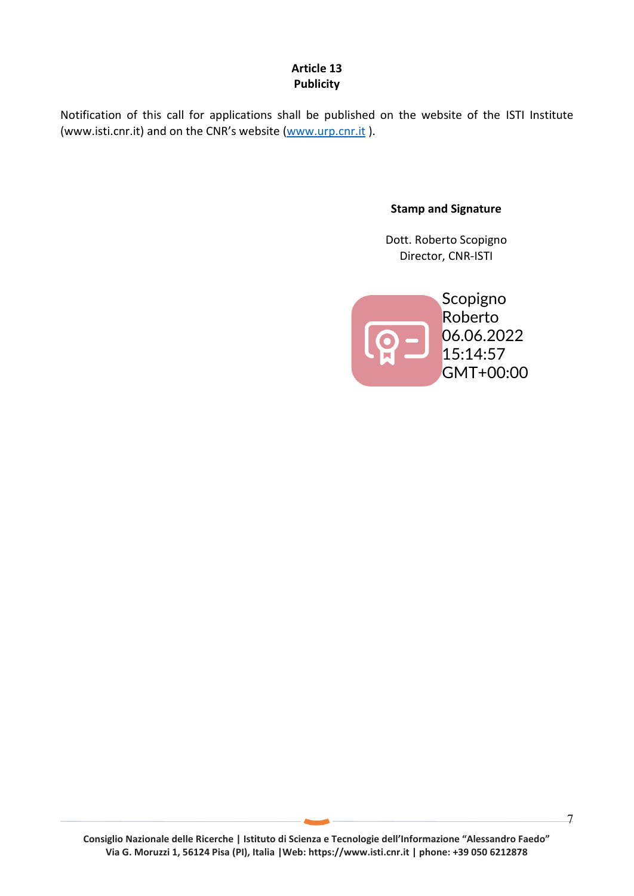**Article 13**
**Publicity**

Notification of this call for applications shall be published on the website of the ISTI Institute (www.isti.cnr.it) and on the CNR's website (www.urp.cnr.it ).

**Stamp and Signature**

Dott. Roberto Scopigno
Director, CNR-ISTI

Scopigno
Roberto
06.06.2022
15:14:57
GMT+00:00